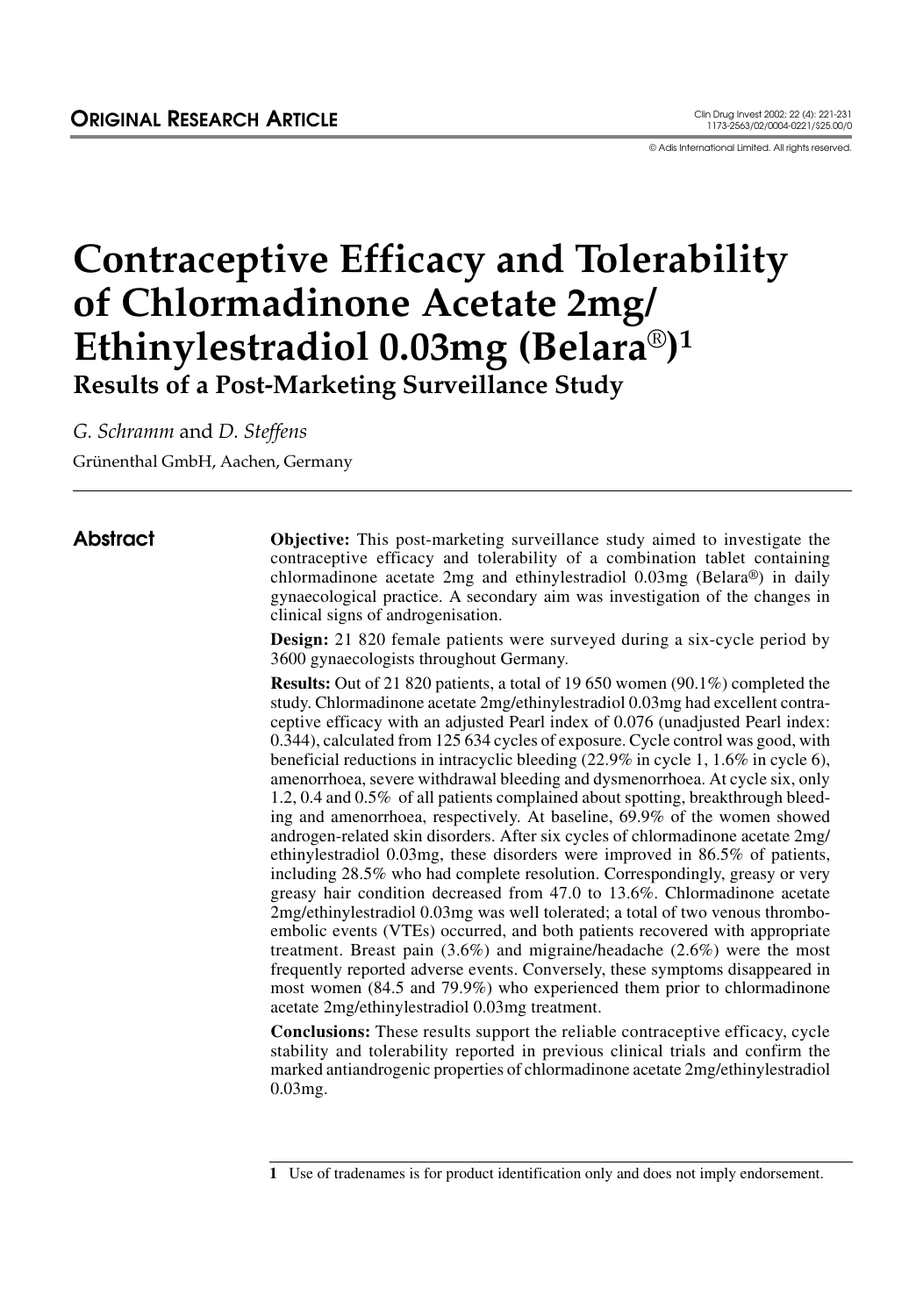ORIGINAL RESEARCH ARTICLE

© Adis International Limited. All rights reserved.

# Contraceptive Efficacy and Tolerability of Chlormadinone Acetate 2mg/ Ethinylestradiol 0.03mg (Belara®)[1]

## Results of a Post-Marketing Surveillance Study

*G. Schramm* and *D. Steffens*

Grünenthal GmbH, Aachen, Germany

## Abstract

**Objective:** This post-marketing surveillance study aimed to investigate the contraceptive efficacy and tolerability of a combination tablet containing chlormadinone acetate 2mg and ethinylestradiol 0.03mg (Belara®) in daily gynaecological practice. A secondary aim was investigation of the changes in clinical signs of androgenisation.

**Design:** 21 820 female patients were surveyed during a six-cycle period by 3600 gynaecologists throughout Germany.

**Results:** Out of 21 820 patients, a total of 19 650 women (90.1%) completed the study. Chlormadinone acetate 2mg/ethinylestradiol 0.03mg had excellent contraceptive efficacy with an adjusted Pearl index of 0.076 (unadjusted Pearl index: 0.344), calculated from 125 634 cycles of exposure. Cycle control was good, with beneficial reductions in intracyclic bleeding (22.9% in cycle 1, 1.6% in cycle 6), amenorrhoea, severe withdrawal bleeding and dysmenorrhoea. At cycle six, only 1.2, 0.4 and 0.5% of all patients complained about spotting, breakthrough bleeding and amenorrhoea, respectively. At baseline, 69.9% of the women showed androgen-related skin disorders. After six cycles of chlormadinone acetate 2mg/ethinylestradiol 0.03mg, these disorders were improved in 86.5% of patients, including 28.5% who had complete resolution. Correspondingly, greasy or very greasy hair condition decreased from 47.0 to 13.6%. Chlormadinone acetate 2mg/ethinylestradiol 0.03mg was well tolerated; a total of two venous thromboembolic events (VTEs) occurred, and both patients recovered with appropriate treatment. Breast pain (3.6%) and migraine/headache (2.6%) were the most frequently reported adverse events. Conversely, these symptoms disappeared in most women (84.5 and 79.9%) who experienced them prior to chlormadinone acetate 2mg/ethinylestradiol 0.03mg treatment.

**Conclusions:** These results support the reliable contraceptive efficacy, cycle stability and tolerability reported in previous clinical trials and confirm the marked antiandrogenic properties of chlormadinone acetate 2mg/ethinylestradiol 0.03mg.

---

**1** Use of tradenames is for product identification only and does not imply endorsement.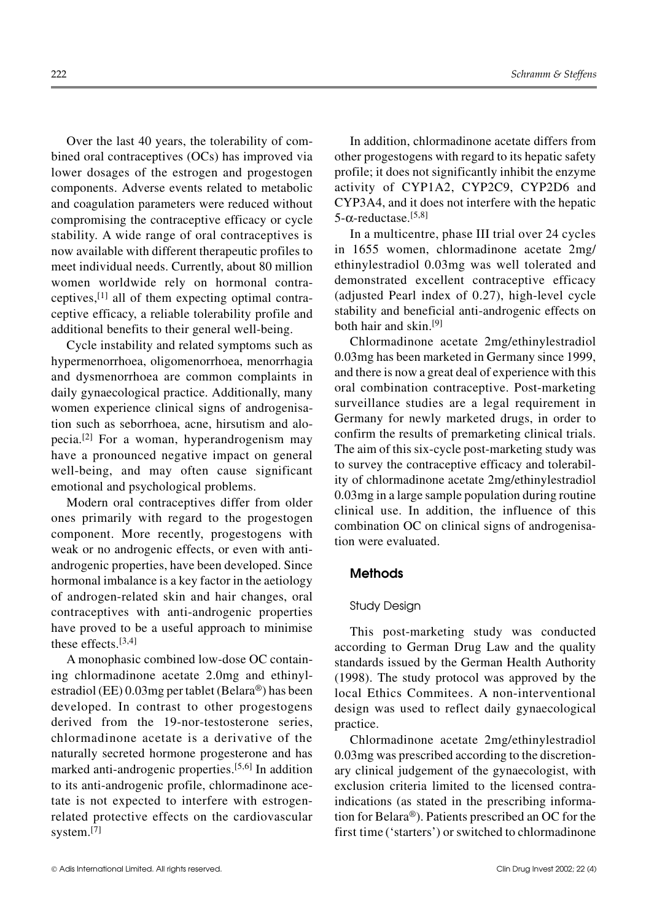Over the last 40 years, the tolerability of combined oral contraceptives (OCs) has improved via lower dosages of the estrogen and progestogen components. Adverse events related to metabolic and coagulation parameters were reduced without compromising the contraceptive efficacy or cycle stability. A wide range of oral contraceptives is now available with different therapeutic profiles to meet individual needs. Currently, about 80 million women worldwide rely on hormonal contraceptives,[1] all of them expecting optimal contraceptive efficacy, a reliable tolerability profile and additional benefits to their general well-being.

Cycle instability and related symptoms such as hypermenorrhoea, oligomenorrhoea, menorrhagia and dysmenorrhoea are common complaints in daily gynaecological practice. Additionally, many women experience clinical signs of androgenisation such as seborrhoea, acne, hirsutism and alopecia.[2] For a woman, hyperandrogenism may have a pronounced negative impact on general well-being, and may often cause significant emotional and psychological problems.

Modern oral contraceptives differ from older ones primarily with regard to the progestogen component. More recently, progestogens with weak or no androgenic effects, or even with anti-androgenic properties, have been developed. Since hormonal imbalance is a key factor in the aetiology of androgen-related skin and hair changes, oral contraceptives with anti-androgenic properties have proved to be a useful approach to minimise these effects.[3,4]

A monophasic combined low-dose OC containing chlormadinone acetate 2.0mg and ethinylestradiol (EE) 0.03mg per tablet (Belara®) has been developed. In contrast to other progestogens derived from the 19-nor-testosterone series, chlormadinone acetate is a derivative of the naturally secreted hormone progesterone and has marked anti-androgenic properties.[5,6] In addition to its anti-androgenic profile, chlormadinone acetate is not expected to interfere with estrogen-related protective effects on the cardiovascular system.[7]

In addition, chlormadinone acetate differs from other progestogens with regard to its hepatic safety profile; it does not significantly inhibit the enzyme activity of CYP1A2, CYP2C9, CYP2D6 and CYP3A4, and it does not interfere with the hepatic 5-α-reductase.[5,8]

In a multicentre, phase III trial over 24 cycles in 1655 women, chlormadinone acetate 2mg/ethinylestradiol 0.03mg was well tolerated and demonstrated excellent contraceptive efficacy (adjusted Pearl index of 0.27), high-level cycle stability and beneficial anti-androgenic effects on both hair and skin.[9]

Chlormadinone acetate 2mg/ethinylestradiol 0.03mg has been marketed in Germany since 1999, and there is now a great deal of experience with this oral combination contraceptive. Post-marketing surveillance studies are a legal requirement in Germany for newly marketed drugs, in order to confirm the results of premarketing clinical trials. The aim of this six-cycle post-marketing study was to survey the contraceptive efficacy and tolerability of chlormadinone acetate 2mg/ethinylestradiol 0.03mg in a large sample population during routine clinical use. In addition, the influence of this combination OC on clinical signs of androgenisation were evaluated.

## Methods

### Study Design

This post-marketing study was conducted according to German Drug Law and the quality standards issued by the German Health Authority (1998). The study protocol was approved by the local Ethics Commitees. A non-interventional design was used to reflect daily gynaecological practice.

Chlormadinone acetate 2mg/ethinylestradiol 0.03mg was prescribed according to the discretionary clinical judgement of the gynaecologist, with exclusion criteria limited to the licensed contraindications (as stated in the prescribing information for Belara®). Patients prescribed an OC for the first time ('starters') or switched to chlormadinone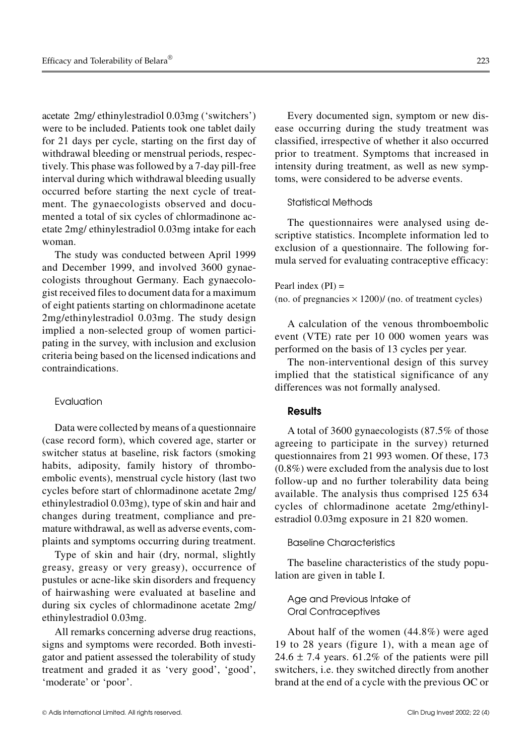acetate 2mg/ ethinylestradiol 0.03mg ('switchers') were to be included. Patients took one tablet daily for 21 days per cycle, starting on the first day of withdrawal bleeding or menstrual periods, respectively. This phase was followed by a 7-day pill-free interval during which withdrawal bleeding usually occurred before starting the next cycle of treatment. The gynaecologists observed and documented a total of six cycles of chlormadinone acetate 2mg/ ethinylestradiol 0.03mg intake for each woman.

The study was conducted between April 1999 and December 1999, and involved 3600 gynaecologists throughout Germany. Each gynaecologist received files to document data for a maximum of eight patients starting on chlormadinone acetate 2mg/ethinylestradiol 0.03mg. The study design implied a non-selected group of women participating in the survey, with inclusion and exclusion criteria being based on the licensed indications and contraindications.

### Evaluation

Data were collected by means of a questionnaire (case record form), which covered age, starter or switcher status at baseline, risk factors (smoking habits, adiposity, family history of thromboembolic events), menstrual cycle history (last two cycles before start of chlormadinone acetate 2mg/ ethinylestradiol 0.03mg), type of skin and hair and changes during treatment, compliance and premature withdrawal, as well as adverse events, complaints and symptoms occurring during treatment.

Type of skin and hair (dry, normal, slightly greasy, greasy or very greasy), occurrence of pustules or acne-like skin disorders and frequency of hairwashing were evaluated at baseline and during six cycles of chlormadinone acetate 2mg/ ethinylestradiol 0.03mg.

All remarks concerning adverse drug reactions, signs and symptoms were recorded. Both investigator and patient assessed the tolerability of study treatment and graded it as 'very good', 'good', 'moderate' or 'poor'.

Every documented sign, symptom or new disease occurring during the study treatment was classified, irrespective of whether it also occurred prior to treatment. Symptoms that increased in intensity during treatment, as well as new symptoms, were considered to be adverse events.

### Statistical Methods

The questionnaires were analysed using descriptive statistics. Incomplete information led to exclusion of a questionnaire. The following formula served for evaluating contraceptive efficacy:

Pearl index (PI) =
(no. of pregnancies $\times$ 1200)/ (no. of treatment cycles)

A calculation of the venous thromboembolic event (VTE) rate per 10 000 women years was performed on the basis of 13 cycles per year.

The non-interventional design of this survey implied that the statistical significance of any differences was not formally analysed.

## Results

A total of 3600 gynaecologists (87.5% of those agreeing to participate in the survey) returned questionnaires from 21 993 women. Of these, 173 (0.8%) were excluded from the analysis due to lost follow-up and no further tolerability data being available. The analysis thus comprised 125 634 cycles of chlormadinone acetate 2mg/ethinylestradiol 0.03mg exposure in 21 820 women.

### Baseline Characteristics

The baseline characteristics of the study population are given in table I.

### Age and Previous Intake of Oral Contraceptives

About half of the women (44.8%) were aged 19 to 28 years (figure 1), with a mean age of 24.6 ± 7.4 years. 61.2% of the patients were pill switchers, i.e. they switched directly from another brand at the end of a cycle with the previous OC or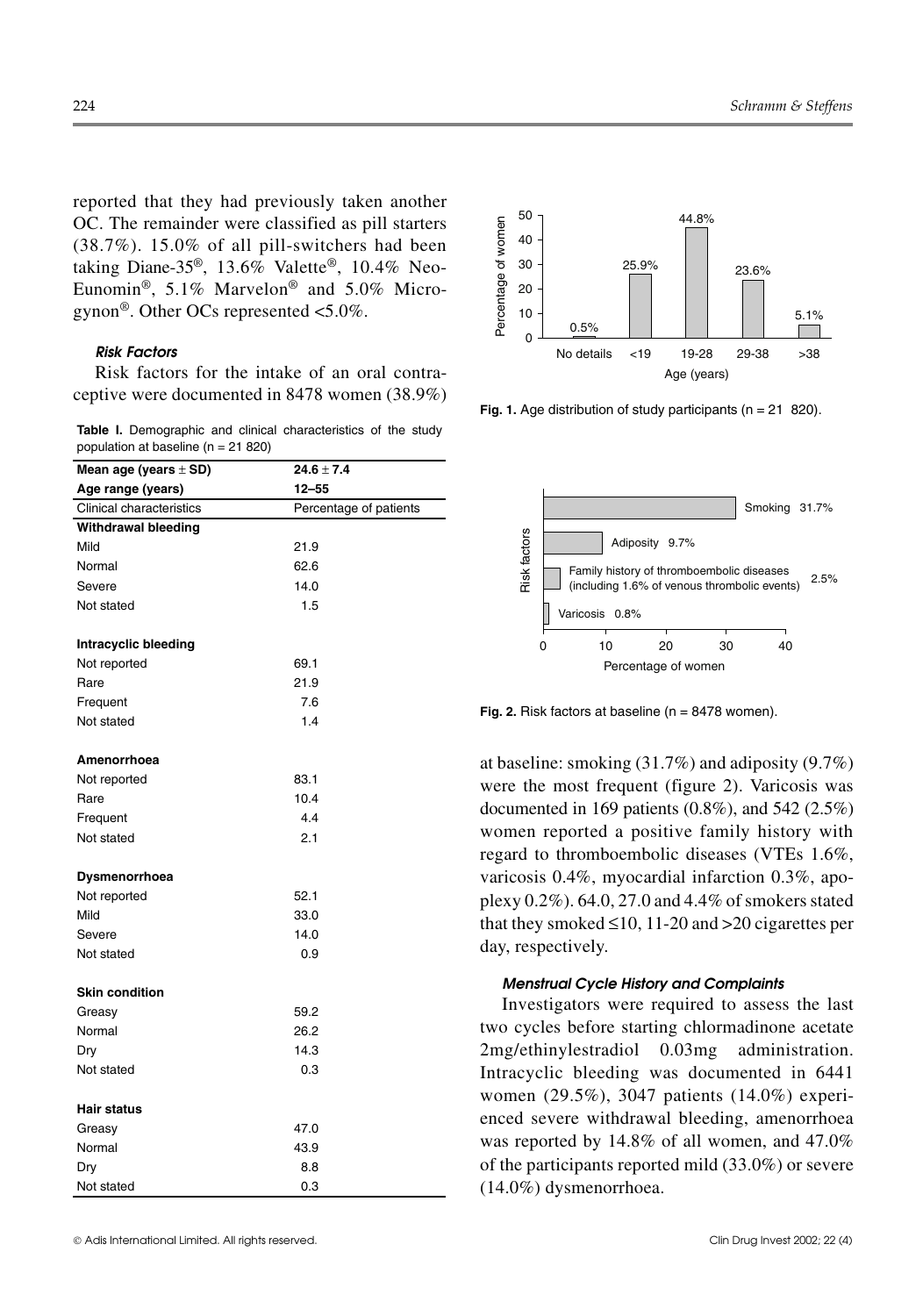reported that they had previously taken another OC. The remainder were classified as pill starters (38.7%). 15.0% of all pill-switchers had been taking Diane-35®, 13.6% Valette®, 10.4% Neo-Eunomin®, 5.1% Marvelon® and 5.0% Microgynon®. Other OCs represented <5.0%.

#### *Risk Factors*

Risk factors for the intake of an oral contraceptive were documented in 8478 women (38.9%) at baseline: smoking (31.7%) and adiposity (9.7%) were the most frequent (figure 2). Varicosis was documented in 169 patients (0.8%), and 542 (2.5%) women reported a positive family history with regard to thromboembolic diseases (VTEs 1.6%, varicosis 0.4%, myocardial infarction 0.3%, apoplexy 0.2%). 64.0, 27.0 and 4.4% of smokers stated that they smoked ≤10, 11-20 and >20 cigarettes per day, respectively.

**Table I.** Demographic and clinical characteristics of the study population at baseline (n = 21 820)

| **Mean age (years ± SD)** | **24.6 ± 7.4** |
|---|---|
| **Age range (years)** | **12–55** |
| Clinical characteristics | Percentage of patients |
| **Withdrawal bleeding** | |
| Mild | 21.9 |
| Normal | 62.6 |
| Severe | 14.0 |
| Not stated | 1.5 |
| **Intracyclic bleeding** | |
| Not reported | 69.1 |
| Rare | 21.9 |
| Frequent | 7.6 |
| Not stated | 1.4 |
| **Amenorrhoea** | |
| Not reported | 83.1 |
| Rare | 10.4 |
| Frequent | 4.4 |
| Not stated | 2.1 |
| **Dysmenorrhoea** | |
| Not reported | 52.1 |
| Mild | 33.0 |
| Severe | 14.0 |
| Not stated | 0.9 |
| **Skin condition** | |
| Greasy | 59.2 |
| Normal | 26.2 |
| Dry | 14.3 |
| Not stated | 0.3 |
| **Hair status** | |
| Greasy | 47.0 |
| Normal | 43.9 |
| Dry | 8.8 |
| Not stated | 0.3 |

**Fig. 1.** Age distribution of study participants (n = 21 820).

**Fig. 2.** Risk factors at baseline (n = 8478 women).

#### *Menstrual Cycle History and Complaints*

Investigators were required to assess the last two cycles before starting chlormadinone acetate 2mg/ethinylestradiol 0.03mg administration. Intracyclic bleeding was documented in 6441 women (29.5%), 3047 patients (14.0%) experienced severe withdrawal bleeding, amenorrhoea was reported by 14.8% of all women, and 47.0% of the participants reported mild (33.0%) or severe (14.0%) dysmenorrhoea.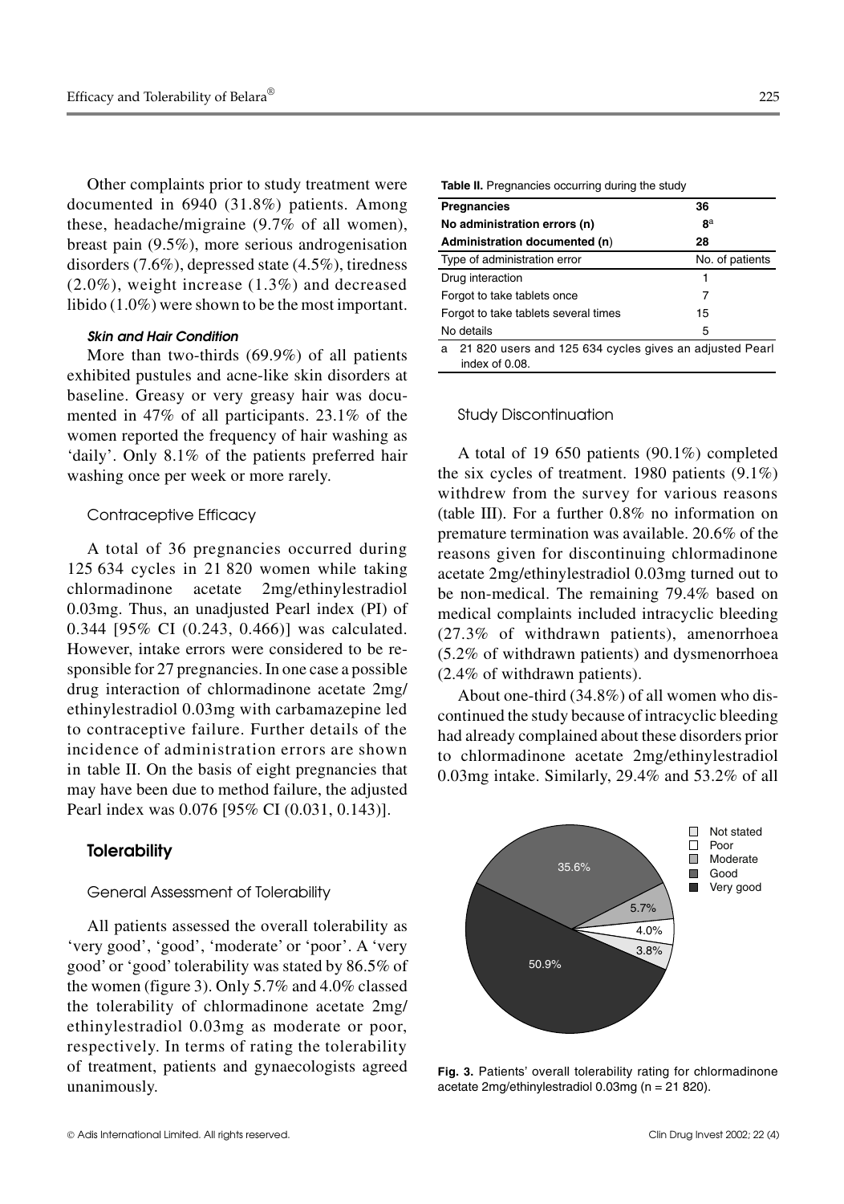Other complaints prior to study treatment were documented in 6940 (31.8%) patients. Among these, headache/migraine (9.7% of all women), breast pain (9.5%), more serious androgenisation disorders (7.6%), depressed state (4.5%), tiredness (2.0%), weight increase (1.3%) and decreased libido (1.0%) were shown to be the most important.

#### *Skin and Hair Condition*

More than two-thirds (69.9%) of all patients exhibited pustules and acne-like skin disorders at baseline. Greasy or very greasy hair was documented in 47% of all participants. 23.1% of the women reported the frequency of hair washing as 'daily'. Only 8.1% of the patients preferred hair washing once per week or more rarely.

### Contraceptive Efficacy

A total of 36 pregnancies occurred during 125 634 cycles in 21 820 women while taking chlormadinone acetate 2mg/ethinylestradiol 0.03mg. Thus, an unadjusted Pearl index (PI) of 0.344 [95% CI (0.243, 0.466)] was calculated. However, intake errors were considered to be responsible for 27 pregnancies. In one case a possible drug interaction of chlormadinone acetate 2mg/ethinylestradiol 0.03mg with carbamazepine led to contraceptive failure. Further details of the incidence of administration errors are shown in table II. On the basis of eight pregnancies that may have been due to method failure, the adjusted Pearl index was 0.076 [95% CI (0.031, 0.143)].

**Table II.** Pregnancies occurring during the study

| **Pregnancies** | **36** |
|---|---|
| **No administration errors (n)** | **8**[a] |
| **Administration documented (n)** | **28** |
| Type of administration error | No. of patients |
| Drug interaction | 1 |
| Forgot to take tablets once | 7 |
| Forgot to take tablets several times | 15 |
| No details | 5 |

a 21 820 users and 125 634 cycles gives an adjusted Pearl index of 0.08.

### Study Discontinuation

A total of 19 650 patients (90.1%) completed the six cycles of treatment. 1980 patients (9.1%) withdrew from the survey for various reasons (table III). For a further 0.8% no information on premature termination was available. 20.6% of the reasons given for discontinuing chlormadinone acetate 2mg/ethinylestradiol 0.03mg turned out to be non-medical. The remaining 79.4% based on medical complaints included intracyclic bleeding (27.3% of withdrawn patients), amenorrhoea (5.2% of withdrawn patients) and dysmenorrhoea (2.4% of withdrawn patients).

About one-third (34.8%) of all women who discontinued the study because of intracyclic bleeding had already complained about these disorders prior to chlormadinone acetate 2mg/ethinylestradiol 0.03mg intake. Similarly, 29.4% and 53.2% of all

## Tolerability

### General Assessment of Tolerability

All patients assessed the overall tolerability as 'very good', 'good', 'moderate' or 'poor'. A 'very good' or 'good' tolerability was stated by 86.5% of the women (figure 3). Only 5.7% and 4.0% classed the tolerability of chlormadinone acetate 2mg/ethinylestradiol 0.03mg as moderate or poor, respectively. In terms of rating the tolerability of treatment, patients and gynaecologists agreed unanimously.

**Fig. 3.** Patients' overall tolerability rating for chlormadinone acetate 2mg/ethinylestradiol 0.03mg (n = 21 820).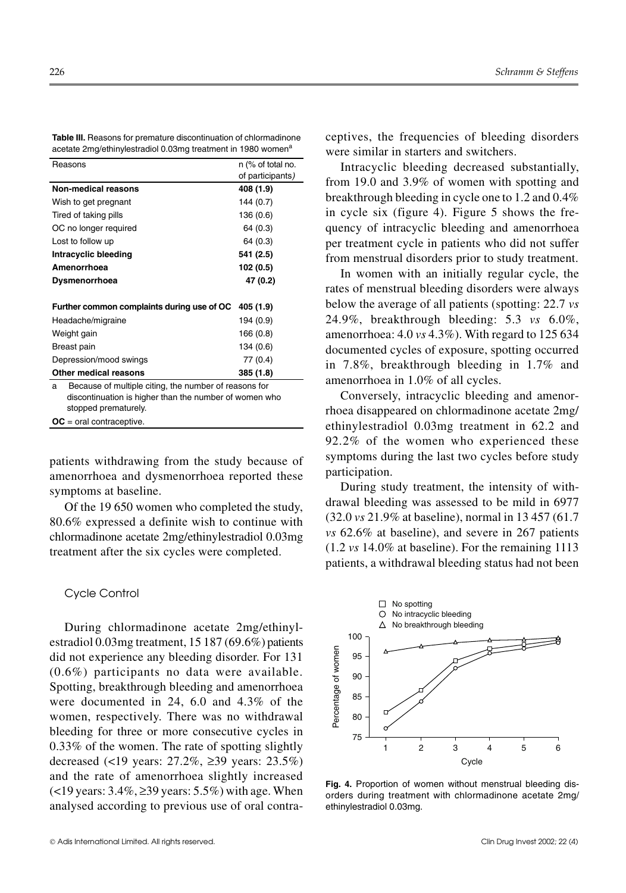**Table III.** Reasons for premature discontinuation of chlormadinone acetate 2mg/ethinylestradiol 0.03mg treatment in 1980 women[a]

| Reasons | n (% of total no. of participants) |
|---|---|
| **Non-medical reasons** | **408 (1.9)** |
| Wish to get pregnant | 144 (0.7) |
| Tired of taking pills | 136 (0.6) |
| OC no longer required | 64 (0.3) |
| Lost to follow up | 64 (0.3) |
| **Intracyclic bleeding** | **541 (2.5)** |
| **Amenorrhoea** | **102 (0.5)** |
| **Dysmenorrhoea** | **47 (0.2)** |
| **Further common complaints during use of OC** | **405 (1.9)** |
| Headache/migraine | 194 (0.9) |
| Weight gain | 166 (0.8) |
| Breast pain | 134 (0.6) |
| Depression/mood swings | 77 (0.4) |
| **Other medical reasons** | **385 (1.8)** |

a Because of multiple citing, the number of reasons for discontinuation is higher than the number of women who stopped prematurely.

**OC** = oral contraceptive.

patients withdrawing from the study because of amenorrhoea and dysmenorrhoea reported these symptoms at baseline.

Of the 19 650 women who completed the study, 80.6% expressed a definite wish to continue with chlormadinone acetate 2mg/ethinylestradiol 0.03mg treatment after the six cycles were completed.

### Cycle Control

During chlormadinone acetate 2mg/ethinylestradiol 0.03mg treatment, 15 187 (69.6%) patients did not experience any bleeding disorder. For 131 (0.6%) participants no data were available. Spotting, breakthrough bleeding and amenorrhoea were documented in 24, 6.0 and 4.3% of the women, respectively. There was no withdrawal bleeding for three or more consecutive cycles in 0.33% of the women. The rate of spotting slightly decreased (<19 years: 27.2%, ≥39 years: 23.5%) and the rate of amenorrhoea slightly increased (<19 years: 3.4%, ≥39 years: 5.5%) with age. When analysed according to previous use of oral contraceptives, the frequencies of bleeding disorders were similar in starters and switchers.

Intracyclic bleeding decreased substantially, from 19.0 and 3.9% of women with spotting and breakthrough bleeding in cycle one to 1.2 and 0.4% in cycle six (figure 4). Figure 5 shows the frequency of intracyclic bleeding and amenorrhoea per treatment cycle in patients who did not suffer from menstrual disorders prior to study treatment.

In women with an initially regular cycle, the rates of menstrual bleeding disorders were always below the average of all patients (spotting: 22.7 *vs* 24.9%, breakthrough bleeding: 5.3 *vs* 6.0%, amenorrhoea: 4.0 *vs* 4.3%). With regard to 125 634 documented cycles of exposure, spotting occurred in 7.8%, breakthrough bleeding in 1.7% and amenorrhoea in 1.0% of all cycles.

Conversely, intracyclic bleeding and amenorrhoea disappeared on chlormadinone acetate 2mg/ethinylestradiol 0.03mg treatment in 62.2 and 92.2% of the women who experienced these symptoms during the last two cycles before study participation.

During study treatment, the intensity of withdrawal bleeding was assessed to be mild in 6977 (32.0 *vs* 21.9% at baseline), normal in 13 457 (61.7 *vs* 62.6% at baseline), and severe in 267 patients (1.2 *vs* 14.0% at baseline). For the remaining 1113 patients, a withdrawal bleeding status had not been

**Fig. 4.** Proportion of women without menstrual bleeding disorders during treatment with chlormadinone acetate 2mg/ethinylestradiol 0.03mg.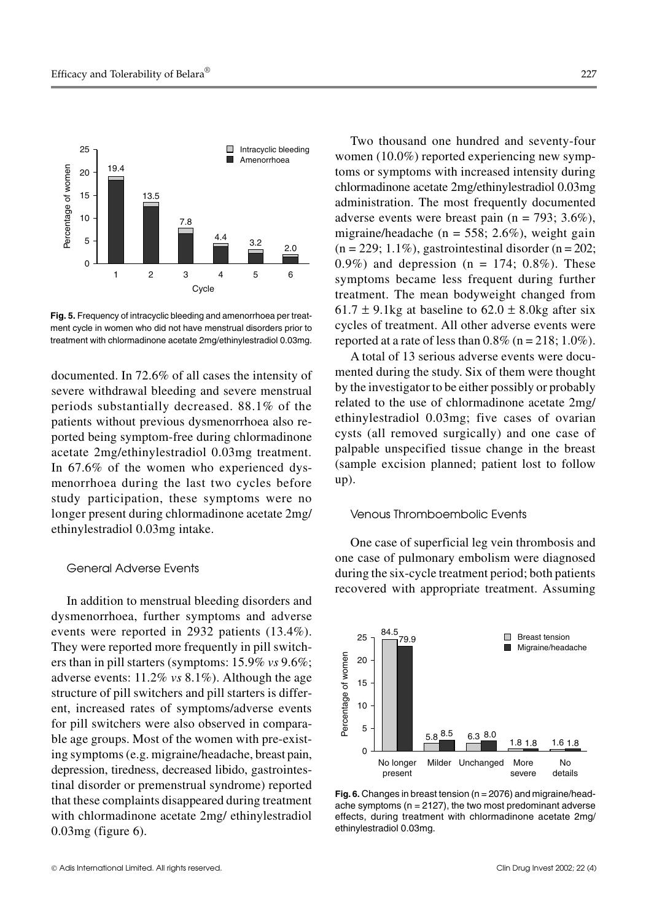documented. In 72.6% of all cases the intensity of severe withdrawal bleeding and severe menstrual periods substantially decreased. 88.1% of the patients without previous dysmenorrhoea also reported being symptom-free during chlormadinone acetate 2mg/ethinylestradiol 0.03mg treatment. In 67.6% of the women who experienced dysmenorrhoea during the last two cycles before study participation, these symptoms were no longer present during chlormadinone acetate 2mg/ ethinylestradiol 0.03mg intake.

**Fig. 5.** Frequency of intracyclic bleeding and amenorrhoea per treatment cycle in women who did not have menstrual disorders prior to treatment with chlormadinone acetate 2mg/ethinylestradiol 0.03mg.

### General Adverse Events

In addition to menstrual bleeding disorders and dysmenorrhoea, further symptoms and adverse events were reported in 2932 patients (13.4%). They were reported more frequently in pill switchers than in pill starters (symptoms: 15.9% *vs* 9.6%; adverse events: 11.2% *vs* 8.1%). Although the age structure of pill switchers and pill starters is different, increased rates of symptoms/adverse events for pill switchers were also observed in comparable age groups. Most of the women with pre-existing symptoms (e.g. migraine/headache, breast pain, depression, tiredness, decreased libido, gastrointestinal disorder or premenstrual syndrome) reported that these complaints disappeared during treatment with chlormadinone acetate 2mg/ ethinylestradiol 0.03mg (figure 6).

Two thousand one hundred and seventy-four women (10.0%) reported experiencing new symptoms or symptoms with increased intensity during chlormadinone acetate 2mg/ethinylestradiol 0.03mg administration. The most frequently documented adverse events were breast pain (n = 793; 3.6%), migraine/headache (n = 558; 2.6%), weight gain (n = 229; 1.1%), gastrointestinal disorder (n = 202; 0.9%) and depression (n = 174; 0.8%). These symptoms became less frequent during further treatment. The mean bodyweight changed from 61.7 ± 9.1kg at baseline to 62.0 ± 8.0kg after six cycles of treatment. All other adverse events were reported at a rate of less than 0.8% (n = 218; 1.0%).

A total of 13 serious adverse events were documented during the study. Six of them were thought by the investigator to be either possibly or probably related to the use of chlormadinone acetate 2mg/ ethinylestradiol 0.03mg; five cases of ovarian cysts (all removed surgically) and one case of palpable unspecified tissue change in the breast (sample excision planned; patient lost to follow up).

### Venous Thromboembolic Events

One case of superficial leg vein thrombosis and one case of pulmonary embolism were diagnosed during the six-cycle treatment period; both patients recovered with appropriate treatment. Assuming

**Fig. 6.** Changes in breast tension (n = 2076) and migraine/headache symptoms (n = 2127), the two most predominant adverse effects, during treatment with chlormadinone acetate 2mg/ ethinylestradiol 0.03mg.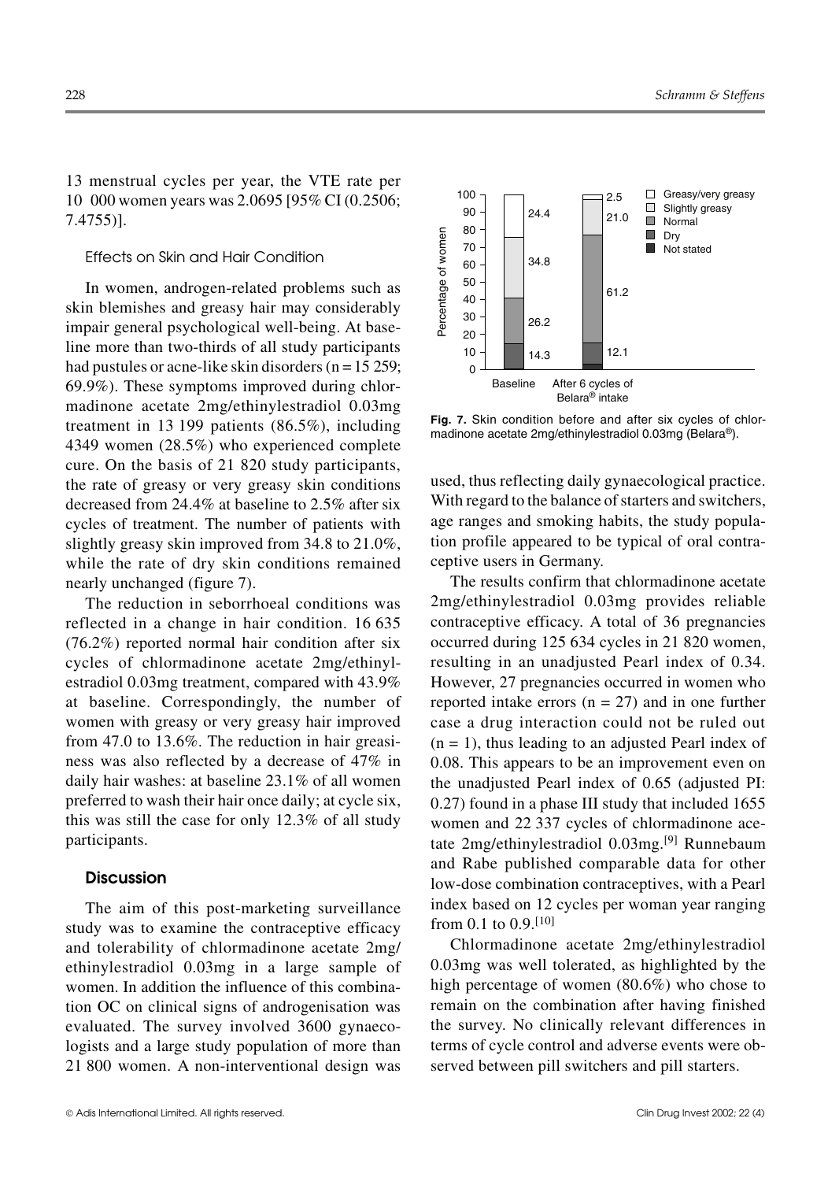13 menstrual cycles per year, the VTE rate per 10 000 women years was 2.0695 [95% CI (0.2506; 7.4755)].

### Effects on Skin and Hair Condition

In women, androgen-related problems such as skin blemishes and greasy hair may considerably impair general psychological well-being. At baseline more than two-thirds of all study participants had pustules or acne-like skin disorders (n = 15 259; 69.9%). These symptoms improved during chlormadinone acetate 2mg/ethinylestradiol 0.03mg treatment in 13 199 patients (86.5%), including 4349 women (28.5%) who experienced complete cure. On the basis of 21 820 study participants, the rate of greasy or very greasy skin conditions decreased from 24.4% at baseline to 2.5% after six cycles of treatment. The number of patients with slightly greasy skin improved from 34.8 to 21.0%, while the rate of dry skin conditions remained nearly unchanged (figure 7).

The reduction in seborrhoeal conditions was reflected in a change in hair condition. 16 635 (76.2%) reported normal hair condition after six cycles of chlormadinone acetate 2mg/ethinylestradiol 0.03mg treatment, compared with 43.9% at baseline. Correspondingly, the number of women with greasy or very greasy hair improved from 47.0 to 13.6%. The reduction in hair greasiness was also reflected by a decrease of 47% in daily hair washes: at baseline 23.1% of all women preferred to wash their hair once daily; at cycle six, this was still the case for only 12.3% of all study participants.

| | Baseline | After 6 cycles of Belara® intake |
|---|---|---|
| Greasy/very greasy | 24.4 | 2.5 |
| Slightly greasy | 34.8 | 21.0 |
| Normal | 26.2 | 61.2 |
| Dry | 14.3 | 12.1 |
| Not stated | | |

**Fig. 7.** Skin condition before and after six cycles of chlormadinone acetate 2mg/ethinylestradiol 0.03mg (Belara®).

## Discussion

The aim of this post-marketing surveillance study was to examine the contraceptive efficacy and tolerability of chlormadinone acetate 2mg/ethinylestradiol 0.03mg in a large sample of women. In addition the influence of this combination OC on clinical signs of androgenisation was evaluated. The survey involved 3600 gynaecologists and a large study population of more than 21 800 women. A non-interventional design was used, thus reflecting daily gynaecological practice. With regard to the balance of starters and switchers, age ranges and smoking habits, the study population profile appeared to be typical of oral contraceptive users in Germany.

The results confirm that chlormadinone acetate 2mg/ethinylestradiol 0.03mg provides reliable contraceptive efficacy. A total of 36 pregnancies occurred during 125 634 cycles in 21 820 women, resulting in an unadjusted Pearl index of 0.34. However, 27 pregnancies occurred in women who reported intake errors (n = 27) and in one further case a drug interaction could not be ruled out (n = 1), thus leading to an adjusted Pearl index of 0.08. This appears to be an improvement even on the unadjusted Pearl index of 0.65 (adjusted PI: 0.27) found in a phase III study that included 1655 women and 22 337 cycles of chlormadinone acetate 2mg/ethinylestradiol 0.03mg.[9] Runnebaum and Rabe published comparable data for other low-dose combination contraceptives, with a Pearl index based on 12 cycles per woman year ranging from 0.1 to 0.9.[10]

Chlormadinone acetate 2mg/ethinylestradiol 0.03mg was well tolerated, as highlighted by the high percentage of women (80.6%) who chose to remain on the combination after having finished the survey. No clinically relevant differences in terms of cycle control and adverse events were observed between pill switchers and pill starters.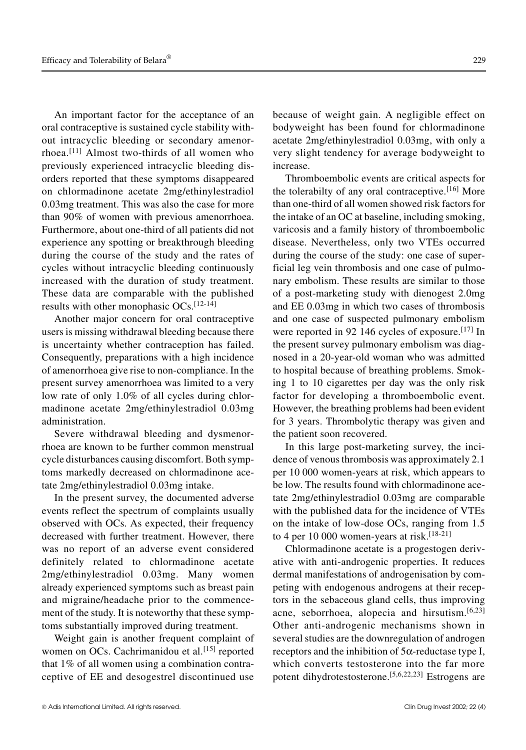An important factor for the acceptance of an oral contraceptive is sustained cycle stability without intracyclic bleeding or secondary amenorrhoea.[11] Almost two-thirds of all women who previously experienced intracyclic bleeding disorders reported that these symptoms disappeared on chlormadinone acetate 2mg/ethinylestradiol 0.03mg treatment. This was also the case for more than 90% of women with previous amenorrhoea. Furthermore, about one-third of all patients did not experience any spotting or breakthrough bleeding during the course of the study and the rates of cycles without intracyclic bleeding continuously increased with the duration of study treatment. These data are comparable with the published results with other monophasic OCs.[12-14]

Another major concern for oral contraceptive users is missing withdrawal bleeding because there is uncertainty whether contraception has failed. Consequently, preparations with a high incidence of amenorrhoea give rise to non-compliance. In the present survey amenorrhoea was limited to a very low rate of only 1.0% of all cycles during chlormadinone acetate 2mg/ethinylestradiol 0.03mg administration.

Severe withdrawal bleeding and dysmenorrhoea are known to be further common menstrual cycle disturbances causing discomfort. Both symptoms markedly decreased on chlormadinone acetate 2mg/ethinylestradiol 0.03mg intake.

In the present survey, the documented adverse events reflect the spectrum of complaints usually observed with OCs. As expected, their frequency decreased with further treatment. However, there was no report of an adverse event considered definitely related to chlormadinone acetate 2mg/ethinylestradiol 0.03mg. Many women already experienced symptoms such as breast pain and migraine/headache prior to the commencement of the study. It is noteworthy that these symptoms substantially improved during treatment.

Weight gain is another frequent complaint of women on OCs. Cachrimanidou et al.[15] reported that 1% of all women using a combination contraceptive of EE and desogestrel discontinued use because of weight gain. A negligible effect on bodyweight has been found for chlormadinone acetate 2mg/ethinylestradiol 0.03mg, with only a very slight tendency for average bodyweight to increase.

Thromboembolic events are critical aspects for the tolerabilty of any oral contraceptive.[16] More than one-third of all women showed risk factors for the intake of an OC at baseline, including smoking, varicosis and a family history of thromboembolic disease. Nevertheless, only two VTEs occurred during the course of the study: one case of superficial leg vein thrombosis and one case of pulmonary embolism. These results are similar to those of a post-marketing study with dienogest 2.0mg and EE 0.03mg in which two cases of thrombosis and one case of suspected pulmonary embolism were reported in 92 146 cycles of exposure.[17] In the present survey pulmonary embolism was diagnosed in a 20-year-old woman who was admitted to hospital because of breathing problems. Smoking 1 to 10 cigarettes per day was the only risk factor for developing a thromboembolic event. However, the breathing problems had been evident for 3 years. Thrombolytic therapy was given and the patient soon recovered.

In this large post-marketing survey, the incidence of venous thrombosis was approximately 2.1 per 10 000 women-years at risk, which appears to be low. The results found with chlormadinone acetate 2mg/ethinylestradiol 0.03mg are comparable with the published data for the incidence of VTEs on the intake of low-dose OCs, ranging from 1.5 to 4 per 10 000 women-years at risk.[18-21]

Chlormadinone acetate is a progestogen derivative with anti-androgenic properties. It reduces dermal manifestations of androgenisation by competing with endogenous androgens at their receptors in the sebaceous gland cells, thus improving acne, seborrhoea, alopecia and hirsutism.[6,23] Other anti-androgenic mechanisms shown in several studies are the downregulation of androgen receptors and the inhibition of $5\alpha$-reductase type I, which converts testosterone into the far more potent dihydrotestosterone.[5,6,22,23] Estrogens are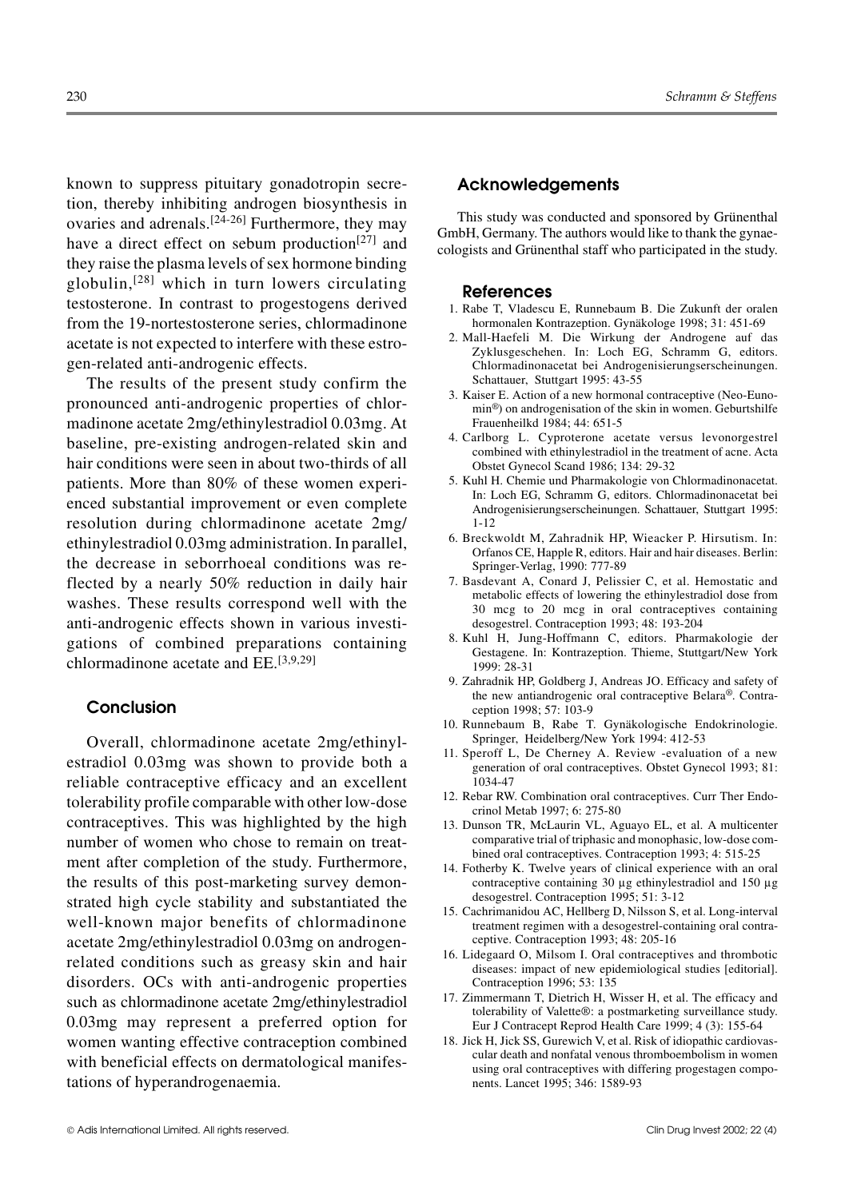known to suppress pituitary gonadotropin secretion, thereby inhibiting androgen biosynthesis in ovaries and adrenals.[24-26] Furthermore, they may have a direct effect on sebum production[27] and they raise the plasma levels of sex hormone binding globulin,[28] which in turn lowers circulating testosterone. In contrast to progestogens derived from the 19-nortestosterone series, chlormadinone acetate is not expected to interfere with these estrogen-related anti-androgenic effects.

The results of the present study confirm the pronounced anti-androgenic properties of chlormadinone acetate 2mg/ethinylestradiol 0.03mg. At baseline, pre-existing androgen-related skin and hair conditions were seen in about two-thirds of all patients. More than 80% of these women experienced substantial improvement or even complete resolution during chlormadinone acetate 2mg/ethinylestradiol 0.03mg administration. In parallel, the decrease in seborrhoeal conditions was reflected by a nearly 50% reduction in daily hair washes. These results correspond well with the anti-androgenic effects shown in various investigations of combined preparations containing chlormadinone acetate and EE.[3,9,29]

## Conclusion

Overall, chlormadinone acetate 2mg/ethinylestradiol 0.03mg was shown to provide both a reliable contraceptive efficacy and an excellent tolerability profile comparable with other low-dose contraceptives. This was highlighted by the high number of women who chose to remain on treatment after completion of the study. Furthermore, the results of this post-marketing survey demonstrated high cycle stability and substantiated the well-known major benefits of chlormadinone acetate 2mg/ethinylestradiol 0.03mg on androgen-related conditions such as greasy skin and hair disorders. OCs with anti-androgenic properties such as chlormadinone acetate 2mg/ethinylestradiol 0.03mg may represent a preferred option for women wanting effective contraception combined with beneficial effects on dermatological manifestations of hyperandrogenaemia.

## Acknowledgements

This study was conducted and sponsored by Grünenthal GmbH, Germany. The authors would like to thank the gynaecologists and Grünenthal staff who participated in the study.

## References

1. Rabe T, Vladescu E, Runnebaum B. Die Zukunft der oralen hormonalen Kontrazeption. Gynäkologe 1998; 31: 451-69
2. Mall-Haefeli M. Die Wirkung der Androgene auf das Zyklusgeschehen. In: Loch EG, Schramm G, editors. Chlormadinonacetat bei Androgenisierungserscheinungen. Schattauer, Stuttgart 1995: 43-55
3. Kaiser E. Action of a new hormonal contraceptive (Neo-Eunomin®) on androgenisation of the skin in women. Geburtshilfe Frauenheilkd 1984; 44: 651-5
4. Carlborg L. Cyproterone acetate versus levonorgestrel combined with ethinylestradiol in the treatment of acne. Acta Obstet Gynecol Scand 1986; 134: 29-32
5. Kuhl H. Chemie und Pharmakologie von Chlormadinonacetat. In: Loch EG, Schramm G, editors. Chlormadinonacetat bei Androgenisierungserscheinungen. Schattauer, Stuttgart 1995: 1-12
6. Breckwoldt M, Zahradnik HP, Wieacker P. Hirsutism. In: Orfanos CE, Happle R, editors. Hair and hair diseases. Berlin: Springer-Verlag, 1990: 777-89
7. Basdevant A, Conard J, Pelissier C, et al. Hemostatic and metabolic effects of lowering the ethinylestradiol dose from 30 mcg to 20 mcg in oral contraceptives containing desogestrel. Contraception 1993; 48: 193-204
8. Kuhl H, Jung-Hoffmann C, editors. Pharmakologie der Gestagene. In: Kontrazeption. Thieme, Stuttgart/New York 1999: 28-31
9. Zahradnik HP, Goldberg J, Andreas JO. Efficacy and safety of the new antiandrogenic oral contraceptive Belara®. Contraception 1998; 57: 103-9
10. Runnebaum B, Rabe T. Gynäkologische Endokrinologie. Springer, Heidelberg/New York 1994: 412-53
11. Speroff L, De Cherney A. Review -evaluation of a new generation of oral contraceptives. Obstet Gynecol 1993; 81: 1034-47
12. Rebar RW. Combination oral contraceptives. Curr Ther Endocrinol Metab 1997; 6: 275-80
13. Dunson TR, McLaurin VL, Aguayo EL, et al. A multicenter comparative trial of triphasic and monophasic, low-dose combined oral contraceptives. Contraception 1993; 4: 515-25
14. Fotherby K. Twelve years of clinical experience with an oral contraceptive containing 30 µg ethinylestradiol and 150 µg desogestrel. Contraception 1995; 51: 3-12
15. Cachrimanidou AC, Hellberg D, Nilsson S, et al. Long-interval treatment regimen with a desogestrel-containing oral contraceptive. Contraception 1993; 48: 205-16
16. Lidegaard O, Milsom I. Oral contraceptives and thrombotic diseases: impact of new epidemiological studies [editorial]. Contraception 1996; 53: 135
17. Zimmermann T, Dietrich H, Wisser H, et al. The efficacy and tolerability of Valette®: a postmarketing surveillance study. Eur J Contracept Reprod Health Care 1999; 4 (3): 155-64
18. Jick H, Jick SS, Gurewich V, et al. Risk of idiopathic cardiovascular death and nonfatal venous thromboembolism in women using oral contraceptives with differing progestagen components. Lancet 1995; 346: 1589-93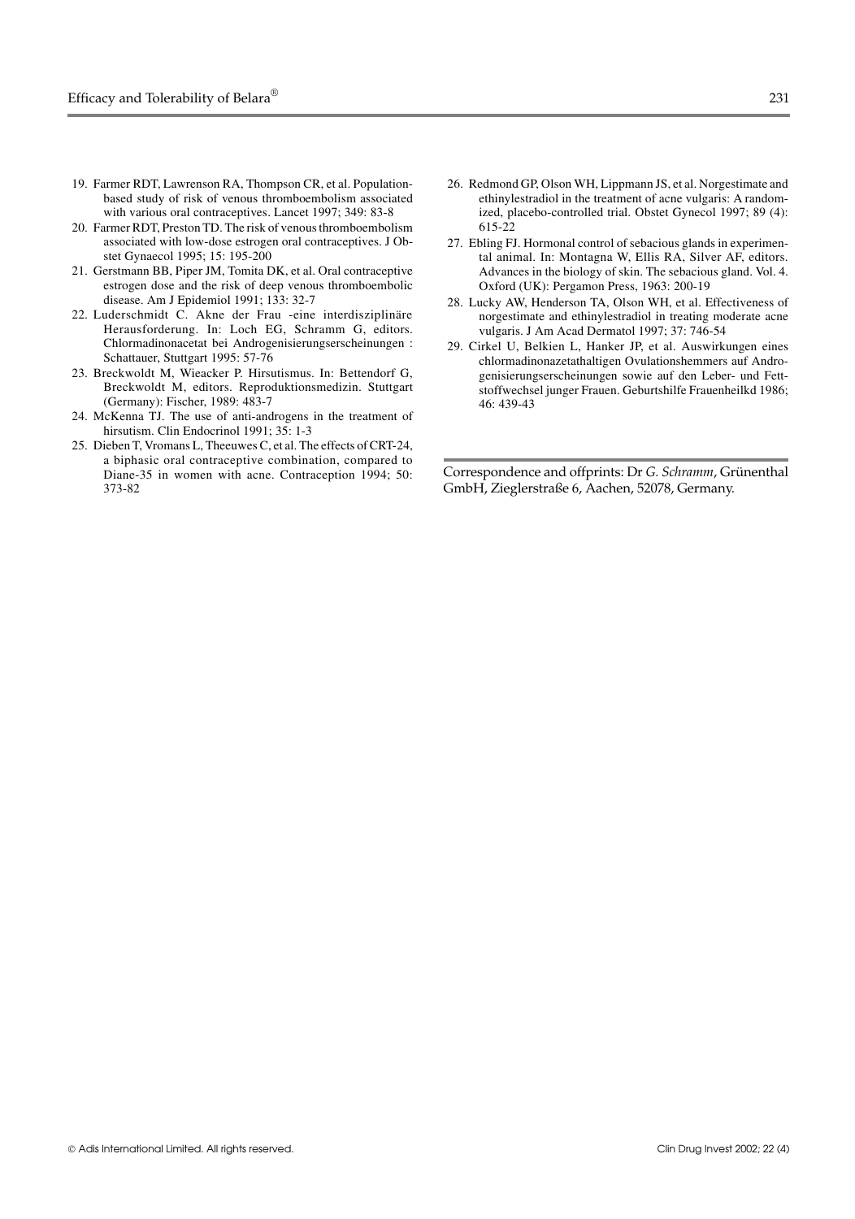19. Farmer RDT, Lawrenson RA, Thompson CR, et al. Population-based study of risk of venous thromboembolism associated with various oral contraceptives. Lancet 1997; 349: 83-8
20. Farmer RDT, Preston TD. The risk of venous thromboembolism associated with low-dose estrogen oral contraceptives. J Obstet Gynaecol 1995; 15: 195-200
21. Gerstmann BB, Piper JM, Tomita DK, et al. Oral contraceptive estrogen dose and the risk of deep venous thromboembolic disease. Am J Epidemiol 1991; 133: 32-7
22. Luderschmidt C. Akne der Frau -eine interdisziplinäre Herausforderung. In: Loch EG, Schramm G, editors. Chlormadinonacetat bei Androgenisierungserscheinungen : Schattauer, Stuttgart 1995: 57-76
23. Breckwoldt M, Wieacker P. Hirsutismus. In: Bettendorf G, Breckwoldt M, editors. Reproduktionsmedizin. Stuttgart (Germany): Fischer, 1989: 483-7
24. McKenna TJ. The use of anti-androgens in the treatment of hirsutism. Clin Endocrinol 1991; 35: 1-3
25. Dieben T, Vromans L, Theeuwes C, et al. The effects of CRT-24, a biphasic oral contraceptive combination, compared to Diane-35 in women with acne. Contraception 1994; 50: 373-82
26. Redmond GP, Olson WH, Lippmann JS, et al. Norgestimate and ethinylestradiol in the treatment of acne vulgaris: A randomized, placebo-controlled trial. Obstet Gynecol 1997; 89 (4): 615-22
27. Ebling FJ. Hormonal control of sebacious glands in experimental animal. In: Montagna W, Ellis RA, Silver AF, editors. Advances in the biology of skin. The sebacious gland. Vol. 4. Oxford (UK): Pergamon Press, 1963: 200-19
28. Lucky AW, Henderson TA, Olson WH, et al. Effectiveness of norgestimate and ethinylestradiol in treating moderate acne vulgaris. J Am Acad Dermatol 1997; 37: 746-54
29. Cirkel U, Belkien L, Hanker JP, et al. Auswirkungen eines chlormadinonazetathaltigen Ovulationshemmers auf Androgenisierungserscheinungen sowie auf den Leber- und Fettstoffwechsel junger Frauen. Geburtshilfe Frauenheilkd 1986; 46: 439-43

Correspondence and offprints: Dr *G. Schramm*, Grünenthal GmbH, Zieglerstraße 6, Aachen, 52078, Germany.